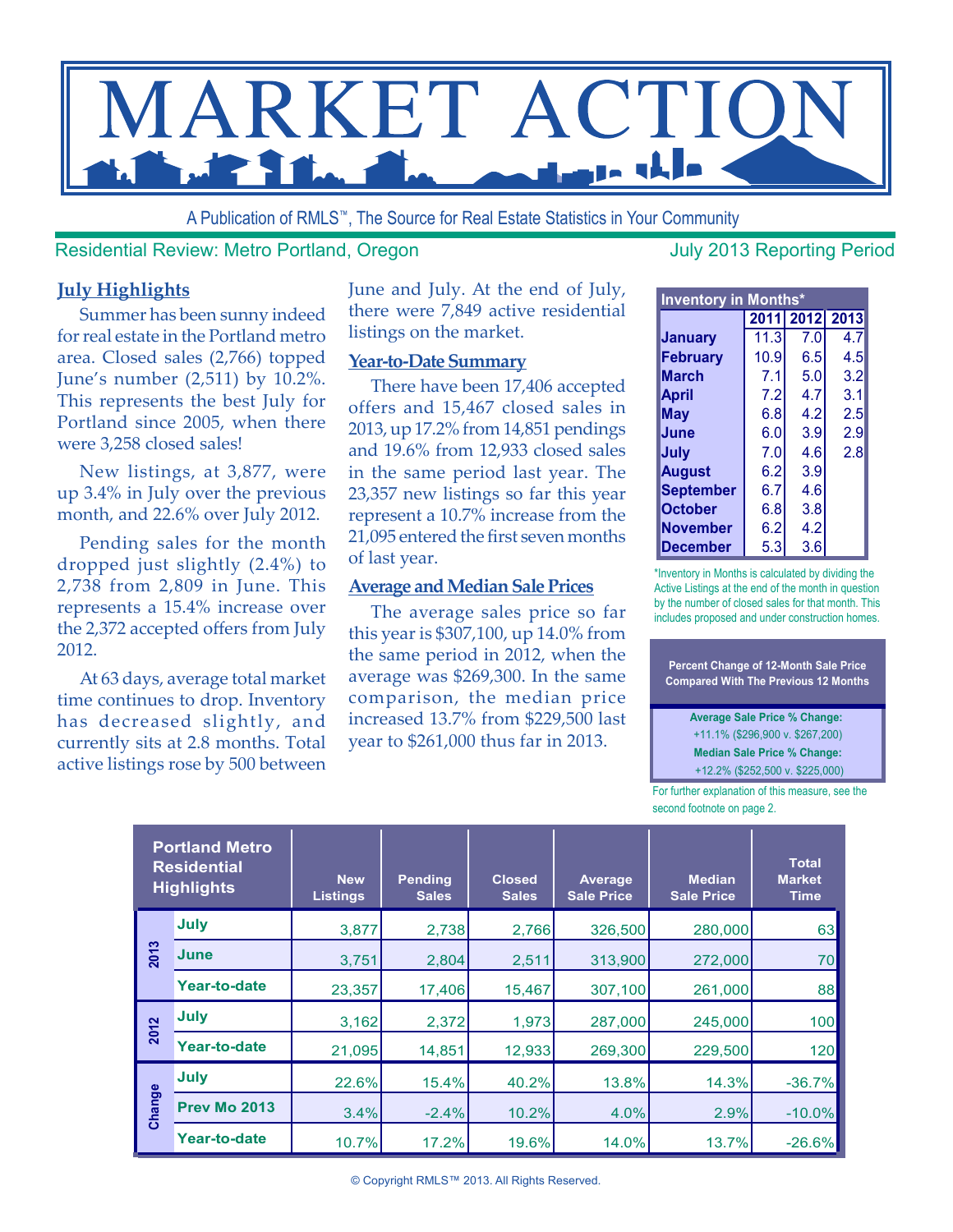# MARKET ACTION

A Publication of RMLS™, The Source for Real Estate Statistics in Your Community

Residential Review: Metro Portland, Oregon — July 2013 Reporting Period

## July Highlights

Summer has been sunny indeed for real estate in the Portland metro area. Closed sales (2,766) topped June's number (2,511) by 10.2%. This represents the best July for Portland since 2005, when there were 3,258 closed sales!

New listings, at 3,877, were up 3.4% in July over the previous month, and 22.6% over July 2012.

Pending sales for the month dropped just slightly (2.4%) to 2,738 from 2,809 in June. This represents a 15.4% increase over the 2,372 accepted offers from July 2012.

At 63 days, average total market time continues to drop. Inventory has decreased slightly, and currently sits at 2.8 months. Total active listings rose by 500 between June and July. At the end of July, there were 7,849 active residential listings on the market.

## Year-to-Date Summary

There have been 17,406 accepted offers and 15,467 closed sales in 2013, up 17.2% from 14,851 pendings and 19.6% from 12,933 closed sales in the same period last year. The 23,357 new listings so far this year represent a 10.7% increase from the 21,095 entered the first seven months of last year.

## Average and Median Sale Prices

The average sales price so far this year is $307,100, up 14.0% from the same period in 2012, when the average was $269,300. In the same comparison, the median price increased 13.7% from $229,500 last year to $261,000 thus far in 2013.

| Inventory in Months* | 2011 | 2012 | 2013 |
|---|---|---|---|
| January | 11.3 | 7.0 | 4.7 |
| February | 10.9 | 6.5 | 4.5 |
| March | 7.1 | 5.0 | 3.2 |
| April | 7.2 | 4.7 | 3.1 |
| May | 6.8 | 4.2 | 2.5 |
| June | 6.0 | 3.9 | 2.9 |
| July | 7.0 | 4.6 | 2.8 |
| August | 6.2 | 3.9 | |
| September | 6.7 | 4.6 | |
| October | 6.8 | 3.8 | |
| November | 6.2 | 4.2 | |
| December | 5.3 | 3.6 | |

*Inventory in Months is calculated by dividing the Active Listings at the end of the month in question by the number of closed sales for that month. This includes proposed and under construction homes.

**Percent Change of 12-Month Sale Price Compared With The Previous 12 Months**

**Average Sale Price % Change:**
+11.1% ($296,900 v. $267,200)

**Median Sale Price % Change:**
+12.2% ($252,500 v. $225,000)

For further explanation of this measure, see the second footnote on page 2.

| Portland Metro Residential Highlights | | New Listings | Pending Sales | Closed Sales | Average Sale Price | Median Sale Price | Total Market Time |
|---|---|---|---|---|---|---|---|
| 2013 | July | 3,877 | 2,738 | 2,766 | 326,500 | 280,000 | 63 |
| | June | 3,751 | 2,804 | 2,511 | 313,900 | 272,000 | 70 |
| | Year-to-date | 23,357 | 17,406 | 15,467 | 307,100 | 261,000 | 88 |
| 2012 | July | 3,162 | 2,372 | 1,973 | 287,000 | 245,000 | 100 |
| | Year-to-date | 21,095 | 14,851 | 12,933 | 269,300 | 229,500 | 120 |
| Change | July | 22.6% | 15.4% | 40.2% | 13.8% | 14.3% | -36.7% |
| | Prev Mo 2013 | 3.4% | -2.4% | 10.2% | 4.0% | 2.9% | -10.0% |
| | Year-to-date | 10.7% | 17.2% | 19.6% | 14.0% | 13.7% | -26.6% |

© Copyright RMLS™ 2013. All Rights Reserved.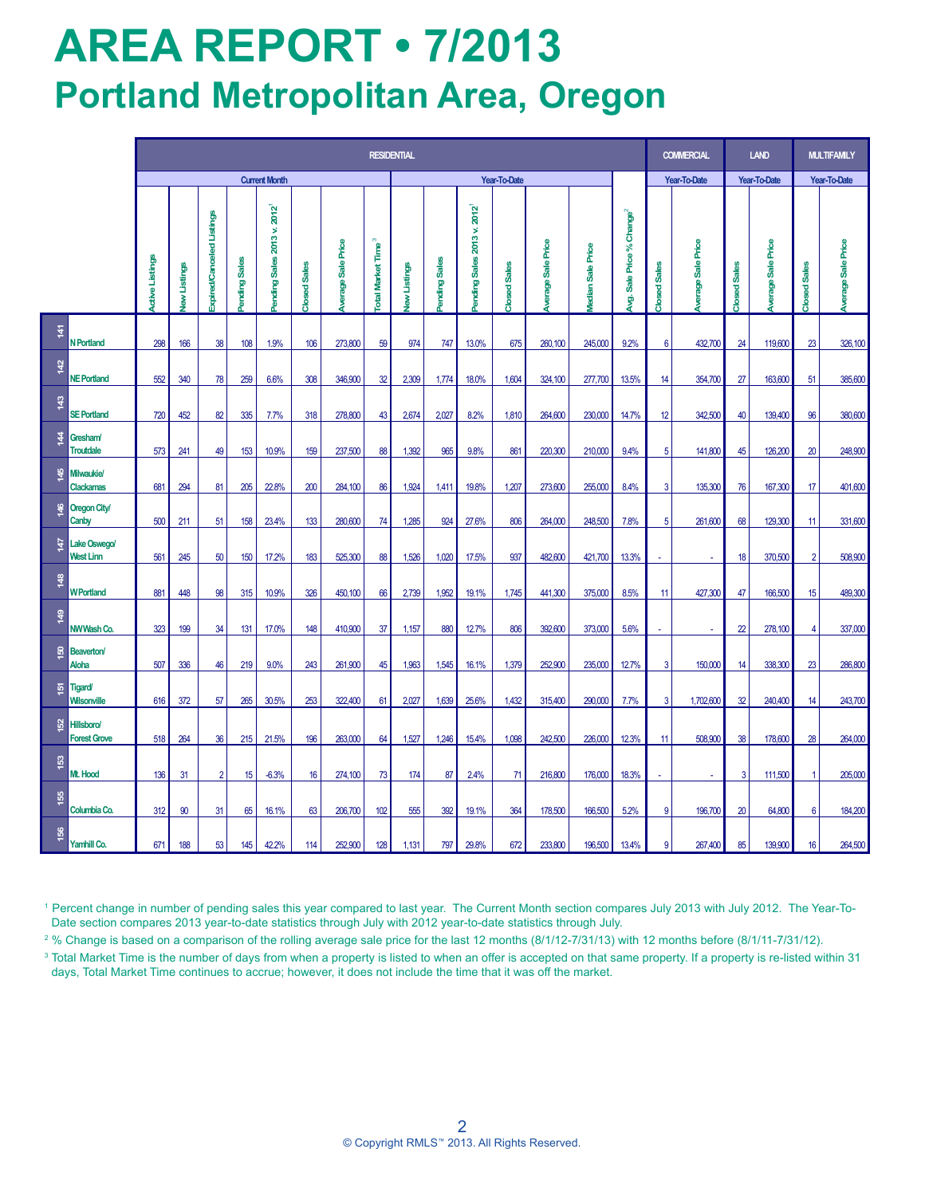# AREA REPORT • 7/2013

## Portland Metropolitan Area, Oregon

| | | RESIDENTIAL | | | | | | | | | | | | | | | | COMMERCIAL | | LAND | | MULTIFAMILY | |
|---|---|---|---|---|---|---|---|---|---|---|---|---|---|---|---|---|---|---|---|---|---|---|---|
| | | Current Month | | | | | | | | Year-To-Date | | | | | | | | Year-To-Date | | Year-To-Date | | Year-To-Date | |
| | | Active Listings | New Listings | Expired/Canceled Listings | Pending Sales | Pending Sales 2013 v. 2012[1] | Closed Sales | Average Sale Price | Total Market Time[3] | New Listings | Pending Sales | Pending Sales 2013 v. 2012[1] | Closed Sales | Average Sale Price | Median Sale Price | Avg. Sale Price % Change[2] | | Closed Sales | Average Sale Price | Closed Sales | Average Sale Price | Closed Sales | Average Sale Price |
| 141 | N Portland | 298 | 166 | 38 | 108 | 1.9% | 106 | 273,800 | 59 | 974 | 747 | 13.0% | 675 | 260,100 | 245,000 | 9.2% | | 6 | 432,700 | 24 | 119,600 | 23 | 326,100 |
| 142 | NE Portland | 552 | 340 | 78 | 259 | 6.6% | 308 | 346,900 | 32 | 2,309 | 1,774 | 18.0% | 1,604 | 324,100 | 277,700 | 13.5% | | 14 | 354,700 | 27 | 163,600 | 51 | 385,600 |
| 143 | SE Portland | 720 | 452 | 82 | 335 | 7.7% | 318 | 278,800 | 43 | 2,674 | 2,027 | 8.2% | 1,810 | 264,600 | 230,000 | 14.7% | | 12 | 342,500 | 40 | 139,400 | 96 | 380,600 |
| 144 | Gresham/ Troutdale | 573 | 241 | 49 | 153 | 10.9% | 159 | 237,500 | 88 | 1,392 | 965 | 9.8% | 861 | 220,300 | 210,000 | 9.4% | | 5 | 141,800 | 45 | 126,200 | 20 | 248,900 |
| 145 | Milwaukie/ Clackamas | 681 | 294 | 81 | 205 | 22.8% | 200 | 284,100 | 86 | 1,924 | 1,411 | 19.8% | 1,207 | 273,600 | 255,000 | 8.4% | | 3 | 135,300 | 76 | 167,300 | 17 | 401,600 |
| 146 | Oregon City/ Canby | 500 | 211 | 51 | 158 | 23.4% | 133 | 280,600 | 74 | 1,285 | 924 | 27.6% | 806 | 264,000 | 248,500 | 7.8% | | 5 | 261,600 | 68 | 129,300 | 11 | 331,600 |
| 147 | Lake Oswego/ West Linn | 561 | 245 | 50 | 150 | 17.2% | 183 | 525,300 | 88 | 1,526 | 1,020 | 17.5% | 937 | 482,600 | 421,700 | 13.3% | | - | - | 18 | 370,500 | 2 | 508,900 |
| 148 | W Portland | 881 | 448 | 98 | 315 | 10.9% | 326 | 450,100 | 66 | 2,739 | 1,952 | 19.1% | 1,745 | 441,300 | 375,000 | 8.5% | | 11 | 427,300 | 47 | 166,500 | 15 | 489,300 |
| 149 | NW Wash Co. | 323 | 199 | 34 | 131 | 17.0% | 148 | 410,900 | 37 | 1,157 | 880 | 12.7% | 806 | 392,600 | 373,000 | 5.6% | | - | - | 22 | 278,100 | 4 | 337,000 |
| 150 | Beaverton/ Aloha | 507 | 336 | 46 | 219 | 9.0% | 243 | 261,900 | 45 | 1,963 | 1,545 | 16.1% | 1,379 | 252,900 | 235,000 | 12.7% | | 3 | 150,000 | 14 | 338,300 | 23 | 286,800 |
| 151 | Tigard/ Wilsonville | 616 | 372 | 57 | 265 | 30.5% | 253 | 322,400 | 61 | 2,027 | 1,639 | 25.6% | 1,432 | 315,400 | 290,000 | 7.7% | | 3 | 1,702,600 | 32 | 240,400 | 14 | 243,700 |
| 152 | Hillsboro/ Forest Grove | 518 | 264 | 36 | 215 | 21.5% | 196 | 263,000 | 64 | 1,527 | 1,246 | 15.4% | 1,098 | 242,500 | 226,000 | 12.3% | | 11 | 508,900 | 38 | 178,600 | 28 | 264,000 |
| 153 | Mt. Hood | 136 | 31 | 2 | 15 | -6.3% | 16 | 274,100 | 73 | 174 | 87 | 2.4% | 71 | 216,800 | 176,000 | 18.3% | | - | - | 3 | 111,500 | 1 | 205,000 |
| 155 | Columbia Co. | 312 | 90 | 31 | 65 | 16.1% | 63 | 206,700 | 102 | 555 | 392 | 19.1% | 364 | 178,500 | 166,500 | 5.2% | | 9 | 196,700 | 20 | 64,800 | 6 | 184,200 |
| 156 | Yamhill Co. | 671 | 188 | 53 | 145 | 42.2% | 114 | 252,900 | 128 | 1,131 | 797 | 29.8% | 672 | 233,800 | 196,500 | 13.4% | | 9 | 267,400 | 85 | 139,900 | 16 | 264,500 |

[1] Percent change in number of pending sales this year compared to last year. The Current Month section compares July 2013 with July 2012. The Year-To-Date section compares 2013 year-to-date statistics through July with 2012 year-to-date statistics through July.

[2] % Change is based on a comparison of the rolling average sale price for the last 12 months (8/1/12-7/31/13) with 12 months before (8/1/11-7/31/12).

[3] Total Market Time is the number of days from when a property is listed to when an offer is accepted on that same property. If a property is re-listed within 31 days, Total Market Time continues to accrue; however, it does not include the time that it was off the market.

© Copyright RMLS™ 2013. All Rights Reserved.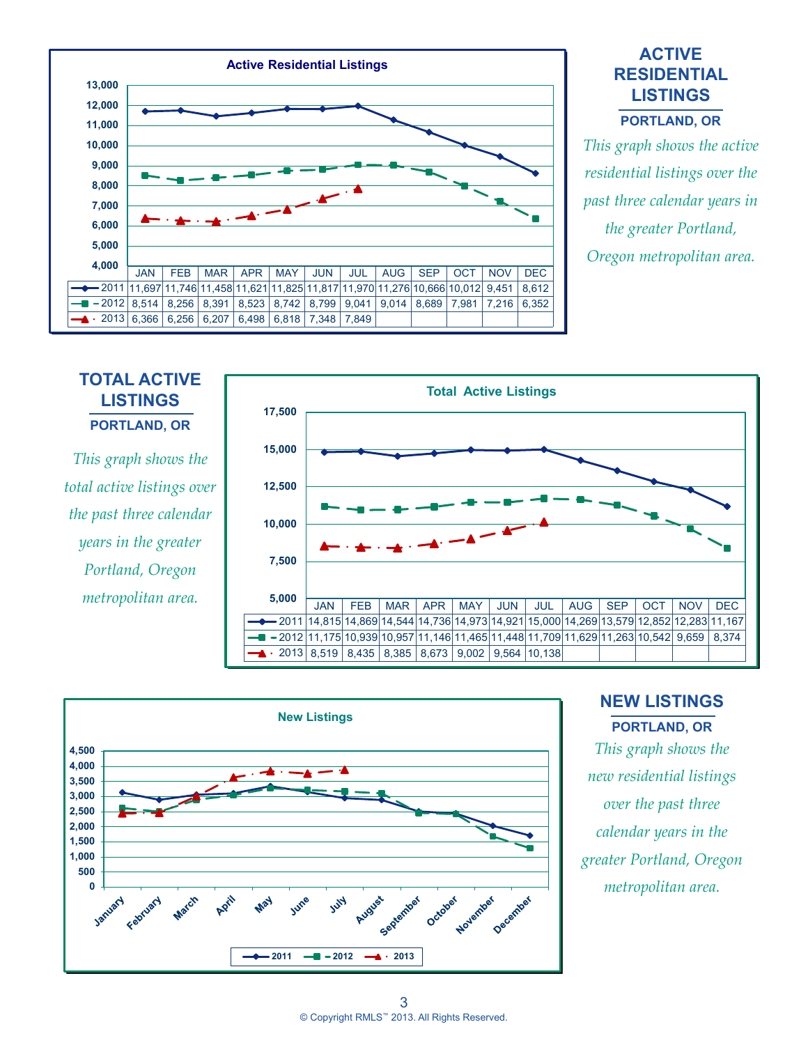## ACTIVE RESIDENTIAL LISTINGS

### PORTLAND, OR

*This graph shows the active residential listings over the past three calendar years in the greater Portland, Oregon metropolitan area.*

**Active Residential Listings**

| | JAN | FEB | MAR | APR | MAY | JUN | JUL | AUG | SEP | OCT | NOV | DEC |
|---|---|---|---|---|---|---|---|---|---|---|---|---|
| 2011 | 11,697 | 11,746 | 11,458 | 11,621 | 11,825 | 11,817 | 11,970 | 11,276 | 10,666 | 10,012 | 9,451 | 8,612 |
| 2012 | 8,514 | 8,256 | 8,391 | 8,523 | 8,742 | 8,799 | 9,041 | 9,014 | 8,689 | 7,981 | 7,216 | 6,352 |
| 2013 | 6,366 | 6,256 | 6,207 | 6,498 | 6,818 | 7,348 | 7,849 | | | | | |

## TOTAL ACTIVE LISTINGS

### PORTLAND, OR

*This graph shows the total active listings over the past three calendar years in the greater Portland, Oregon metropolitan area.*

**Total Active Listings**

| | JAN | FEB | MAR | APR | MAY | JUN | JUL | AUG | SEP | OCT | NOV | DEC |
|---|---|---|---|---|---|---|---|---|---|---|---|---|
| 2011 | 14,815 | 14,869 | 14,544 | 14,736 | 14,973 | 14,921 | 15,000 | 14,269 | 13,579 | 12,852 | 12,283 | 11,167 |
| 2012 | 11,175 | 10,939 | 10,957 | 11,146 | 11,465 | 11,448 | 11,709 | 11,629 | 11,263 | 10,542 | 9,659 | 8,374 |
| 2013 | 8,519 | 8,435 | 8,385 | 8,673 | 9,002 | 9,564 | 10,138 | | | | | |

## NEW LISTINGS

### PORTLAND, OR

*This graph shows the new residential listings over the past three calendar years in the greater Portland, Oregon metropolitan area.*

**New Listings**

(Chart: 2011, 2012, 2013 series, January–December)

© Copyright RMLS™ 2013. All Rights Reserved.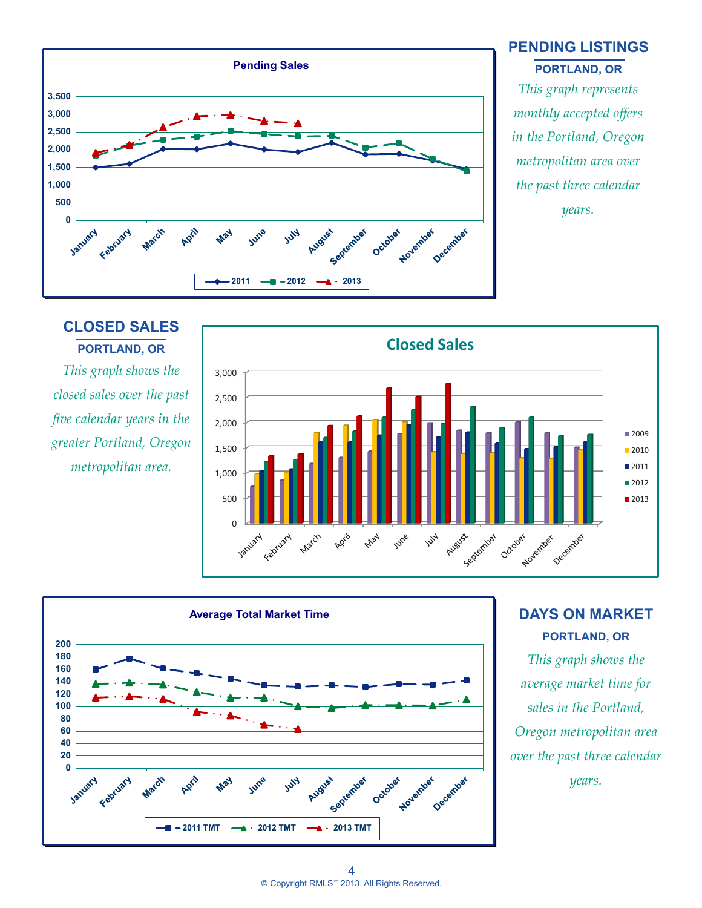## PENDING LISTINGS

**PORTLAND, OR**

*This graph represents monthly accepted offers in the Portland, Oregon metropolitan area over the past three calendar years.*

## CLOSED SALES

**PORTLAND, OR**

*This graph shows the closed sales over the past five calendar years in the greater Portland, Oregon metropolitan area.*

## DAYS ON MARKET

**PORTLAND, OR**

*This graph shows the average market time for sales in the Portland, Oregon metropolitan area over the past three calendar years.*

© Copyright RMLS™ 2013. All Rights Reserved.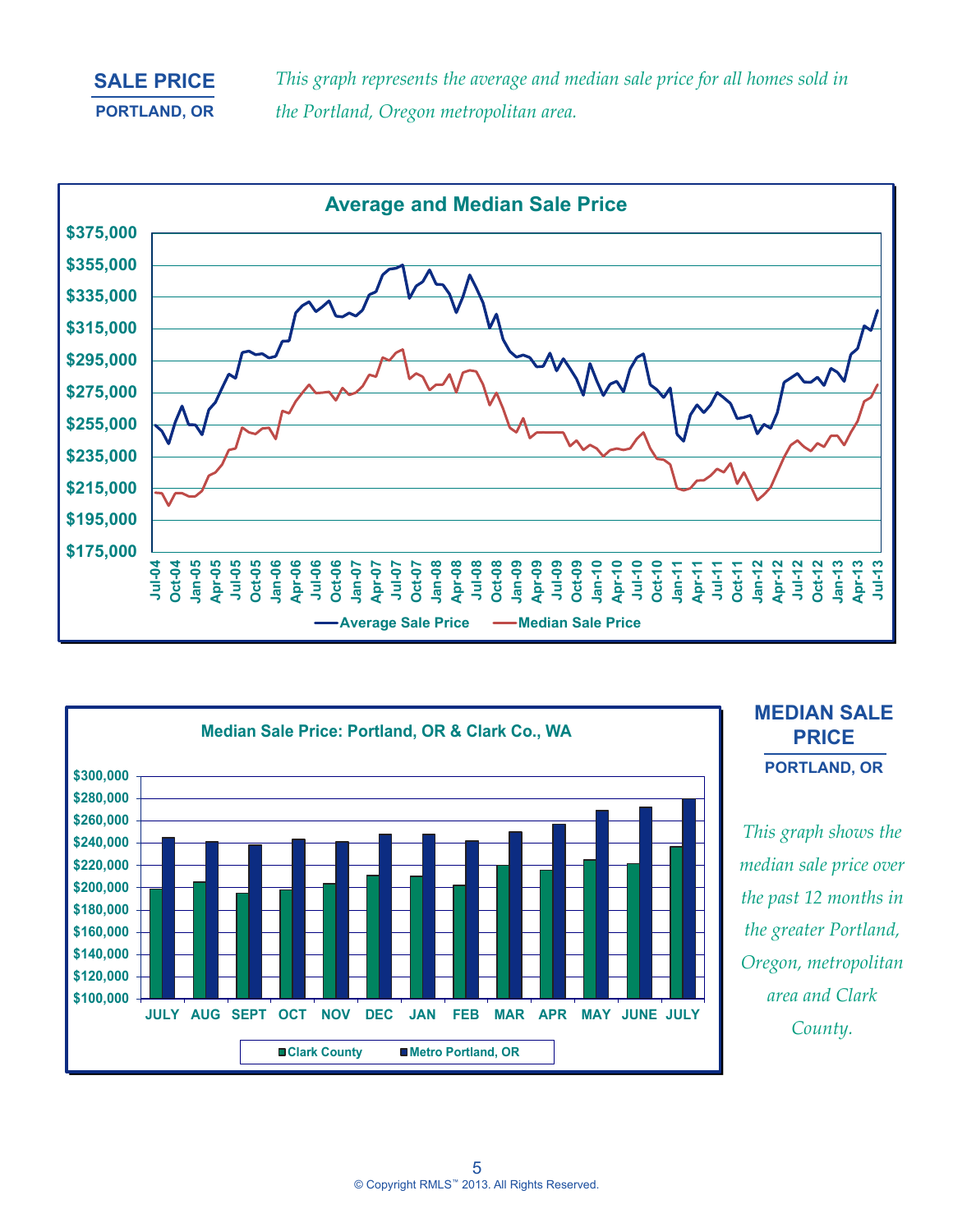## SALE PRICE

**PORTLAND, OR**

*This graph represents the average and median sale price for all homes sold in the Portland, Oregon metropolitan area.*

**Average and Median Sale Price**

## MEDIAN SALE PRICE

**PORTLAND, OR**

*This graph shows the median sale price over the past 12 months in the greater Portland, Oregon, metropolitan area and Clark County.*

**Median Sale Price: Portland, OR & Clark Co., WA**

© Copyright RMLS™ 2013. All Rights Reserved.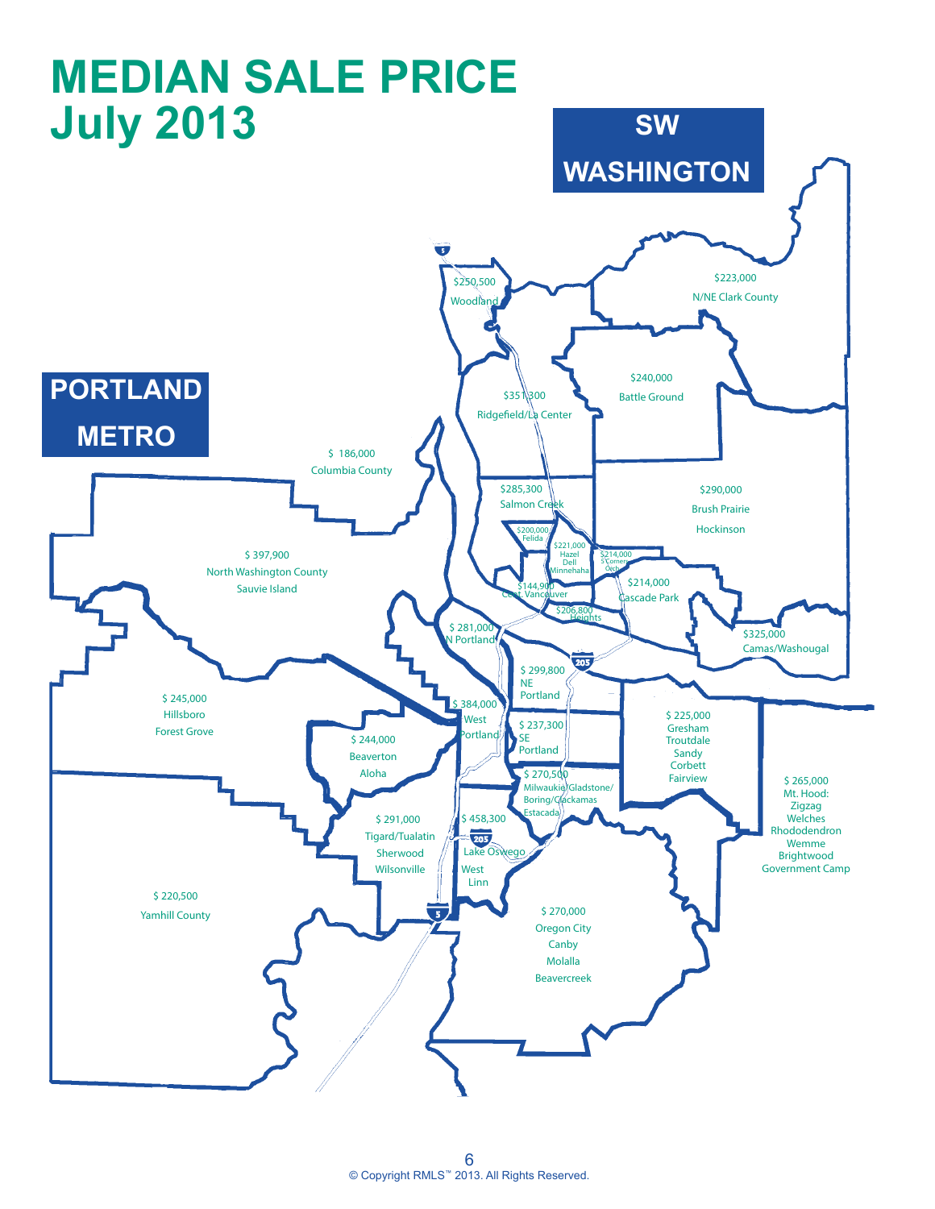# MEDIAN SALE PRICE
## July 2013

## SW WASHINGTON

- $250,500 Woodland
- $223,000 N/NE Clark County
- $351,300 Ridgefield/La Center
- $240,000 Battle Ground
- $285,300 Salmon Creek
- $290,000 Brush Prairie Hockinson
- $200,000 Felida
- $221,000 Hazel Dell Minnehaha
- $214,000 5 Corners Orch.
- $144,900 Cent. Vancouver
- $214,000 Cascade Park
- $206,800 Heights
- $325,000 Camas/Washougal

## PORTLAND METRO

- $ 186,000 Columbia County
- $ 397,900 North Washington County Sauvie Island
- $ 281,000 N Portland
- $ 299,800 NE Portland
- $ 245,000 Hillsboro Forest Grove
- $ 384,000 West Portland
- $ 237,300 SE Portland
- $ 225,000 Gresham Troutdale Sandy Corbett Fairview
- $ 244,000 Beaverton Aloha
- $ 270,500 Milwaukie/Gladstone/ Boring/Clackamas Estacada
- $ 265,000 Mt. Hood: Zigzag Welches Rhododendron Wemme Brightwood Government Camp
- $ 291,000 Tigard/Tualatin Sherwood Wilsonville
- $ 458,300 Lake Oswego West Linn
- $ 220,500 Yamhill County
- $ 270,000 Oregon City Canby Molalla Beavercreek

© Copyright RMLS™ 2013. All Rights Reserved.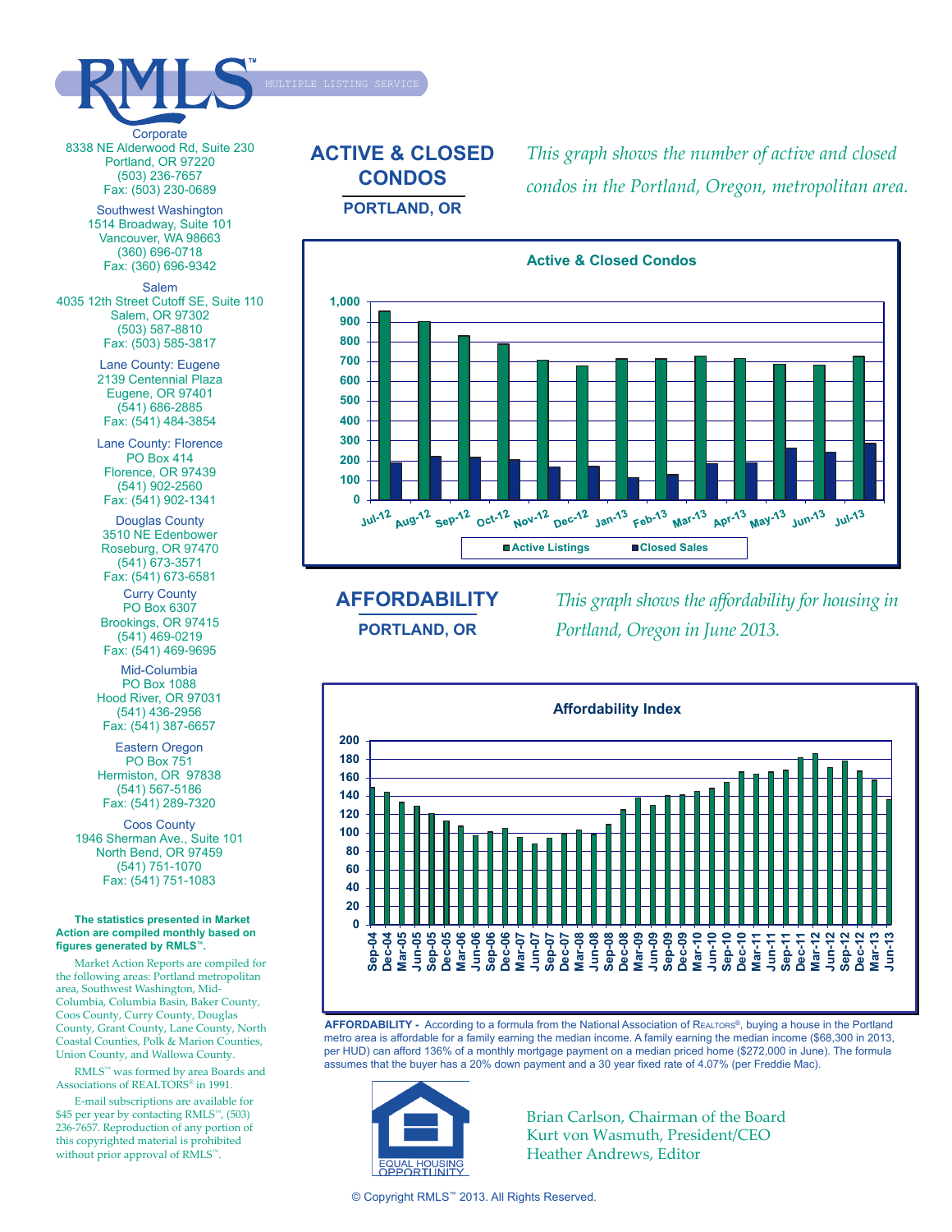RMLS™ MULTIPLE LISTING SERVICE

Corporate
8338 NE Alderwood Rd, Suite 230
Portland, OR 97220
(503) 236-7657
Fax: (503) 230-0689

Southwest Washington
1514 Broadway, Suite 101
Vancouver, WA 98663
(360) 696-0718
Fax: (360) 696-9342

Salem
4035 12th Street Cutoff SE, Suite 110
Salem, OR 97302
(503) 587-8810
Fax: (503) 585-3817

Lane County: Eugene
2139 Centennial Plaza
Eugene, OR 97401
(541) 686-2885
Fax: (541) 484-3854

Lane County: Florence
PO Box 414
Florence, OR 97439
(541) 902-2560
Fax: (541) 902-1341

Douglas County
3510 NE Edenbower
Roseburg, OR 97470
(541) 673-3571
Fax: (541) 673-6581

Curry County
PO Box 6307
Brookings, OR 97415
(541) 469-0219
Fax: (541) 469-9695

Mid-Columbia
PO Box 1088
Hood River, OR 97031
(541) 436-2956
Fax: (541) 387-6657

Eastern Oregon
PO Box 751
Hermiston, OR 97838
(541) 567-5186
Fax: (541) 289-7320

Coos County
1946 Sherman Ave., Suite 101
North Bend, OR 97459
(541) 751-1070
Fax: (541) 751-1083

**The statistics presented in Market Action are compiled monthly based on figures generated by RMLS™.**

Market Action Reports are compiled for the following areas: Portland metropolitan area, Southwest Washington, Mid-Columbia, Columbia Basin, Baker County, Coos County, Curry County, Douglas County, Grant County, Lane County, North Coastal Counties, Polk & Marion Counties, Union County, and Wallowa County.

RMLS™ was formed by area Boards and Associations of REALTORS® in 1991.

E-mail subscriptions are available for $45 per year by contacting RMLS™, (503) 236-7657. Reproduction of any portion of this copyrighted material is prohibited without prior approval of RMLS™.

## ACTIVE & CLOSED CONDOS

### PORTLAND, OR

*This graph shows the number of active and closed condos in the Portland, Oregon, metropolitan area.*

Active & Closed Condos

1,000
900
800
700
600
500
400
300
200
100
0

Jul-12 Aug-12 Sep-12 Oct-12 Nov-12 Dec-12 Jan-13 Feb-13 Mar-13 Apr-13 May-13 Jun-13 Jul-13

Active Listings
Closed Sales

## AFFORDABILITY

### PORTLAND, OR

*This graph shows the affordability for housing in Portland, Oregon in June 2013.*

Affordability Index

200
180
160
140
120
100
80
60
40
20
0

Sep-04 Dec-04 Mar-05 Jun-05 Sep-05 Dec-05 Mar-06 Jun-06 Sep-06 Dec-06 Mar-07 Jun-07 Sep-07 Dec-07 Mar-08 Jun-08 Sep-08 Dec-08 Mar-09 Jun-09 Sep-09 Dec-09 Mar-10 Jun-10 Sep-10 Dec-10 Mar-11 Jun-11 Sep-11 Dec-11 Mar-12 Jun-12 Sep-12 Dec-12 Mar-13 Jun-13

**AFFORDABILITY -** According to a formula from the National Association of REALTORS®, buying a house in the Portland metro area is affordable for a family earning the median income. A family earning the median income ($68,300 in 2013, per HUD) can afford 136% of a monthly mortgage payment on a median priced home ($272,000 in June). The formula assumes that the buyer has a 20% down payment and a 30 year fixed rate of 4.07% (per Freddie Mac).

EQUAL HOUSING OPPORTUNITY

Brian Carlson, Chairman of the Board
Kurt von Wasmuth, President/CEO
Heather Andrews, Editor

© Copyright RMLS™ 2013. All Rights Reserved.